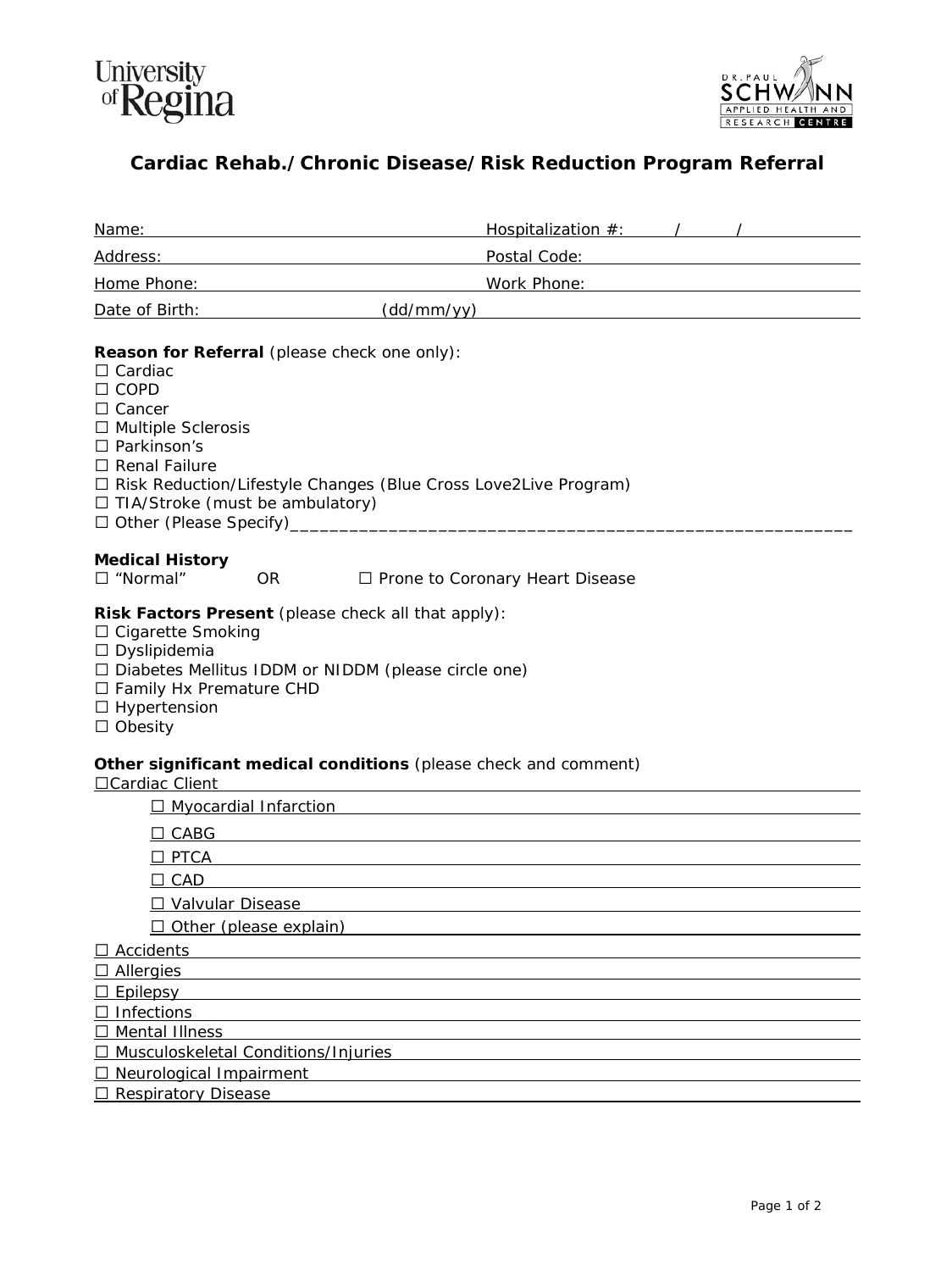University of Regina

DR. PAUL SCHWANN APPLIED HEALTH AND RESEARCH CENTRE

# Cardiac Rehab./Chronic Disease/Risk Reduction Program Referral

Name: ______________________ Hospitalization #: ____/____/________

Address: ______________________ Postal Code: ______________________

Home Phone: ______________________ Work Phone: ______________________

Date of Birth: ______________ (dd/mm/yy)

**Reason for Referral** (please check one only):

☐ Cardiac
☐ COPD
☐ Cancer
☐ Multiple Sclerosis
☐ Parkinson's
☐ Renal Failure
☐ Risk Reduction/Lifestyle Changes (Blue Cross Love2Live Program)
☐ TIA/Stroke (must be ambulatory)
☐ Other (Please Specify)_________________________________________________________

**Medical History**

☐ "Normal" OR ☐ Prone to Coronary Heart Disease

**Risk Factors Present** (please check all that apply):

☐ Cigarette Smoking
☐ Dyslipidemia
☐ Diabetes Mellitus IDDM or NIDDM (please circle one)
☐ Family Hx Premature CHD
☐ Hypertension
☐ Obesity

**Other significant medical conditions** (please check and comment)

☐Cardiac Client ______________________

- ☐ Myocardial Infarction ______________________
- ☐ CABG ______________________
- ☐ PTCA ______________________
- ☐ CAD ______________________
- ☐ Valvular Disease ______________________
- ☐ Other (please explain) ______________________

☐ Accidents ______________________
☐ Allergies ______________________
☐ Epilepsy ______________________
☐ Infections ______________________
☐ Mental Illness ______________________
☐ Musculoskeletal Conditions/Injuries ______________________
☐ Neurological Impairment ______________________
☐ Respiratory Disease ______________________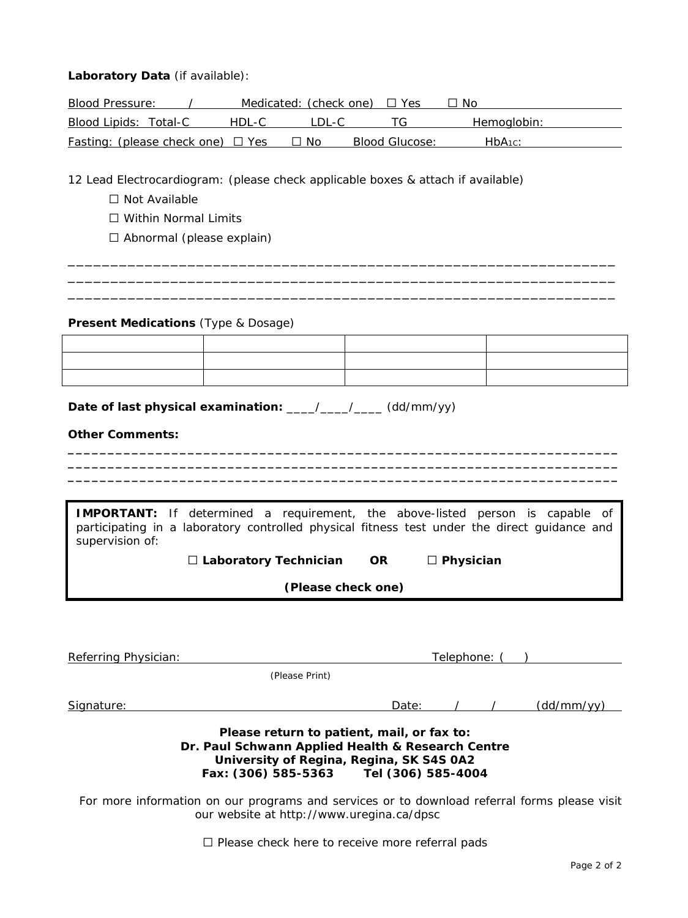**Laboratory Data** (if available):

Blood Pressure: / Medicated: (check one) ☐ Yes ☐ No

Blood Lipids: Total-C HDL-C LDL-C TG Hemoglobin:

Fasting: (please check one) ☐ Yes ☐ No Blood Glucose: $HbA_{1C}$:

12 Lead Electrocardiogram: (please check applicable boxes & attach if available)

- ☐ Not Available
- ☐ Within Normal Limits
- ☐ Abnormal (please explain)

_____________________________________________________________________

_____________________________________________________________________

_____________________________________________________________________

**Present Medications** (Type & Dosage)

| | | | |
|---|---|---|---|
| | | | |
| | | | |
| | | | |

**Date of last physical examination:** ____/____/____ (dd/mm/yy)

**Other Comments:**

_____________________________________________________________________

_____________________________________________________________________

_____________________________________________________________________

**IMPORTANT:** If determined a requirement, the above-listed person is capable of participating in a laboratory controlled physical fitness test under the direct guidance and supervision of:

☐ **Laboratory Technician** **OR** ☐ **Physician**

**(Please check one)**

Referring Physician: Telephone: ( )

(Please Print)

Signature: Date: / / (dd/mm/yy)

**Please return to patient, mail, or fax to:**
**Dr. Paul Schwann Applied Health & Research Centre**
**University of Regina, Regina, SK S4S 0A2**
**Fax: (306) 585-5363 Tel (306) 585-4004**

For more information on our programs and services or to download referral forms please visit our website at http://www.uregina.ca/dpsc

☐ Please check here to receive more referral pads